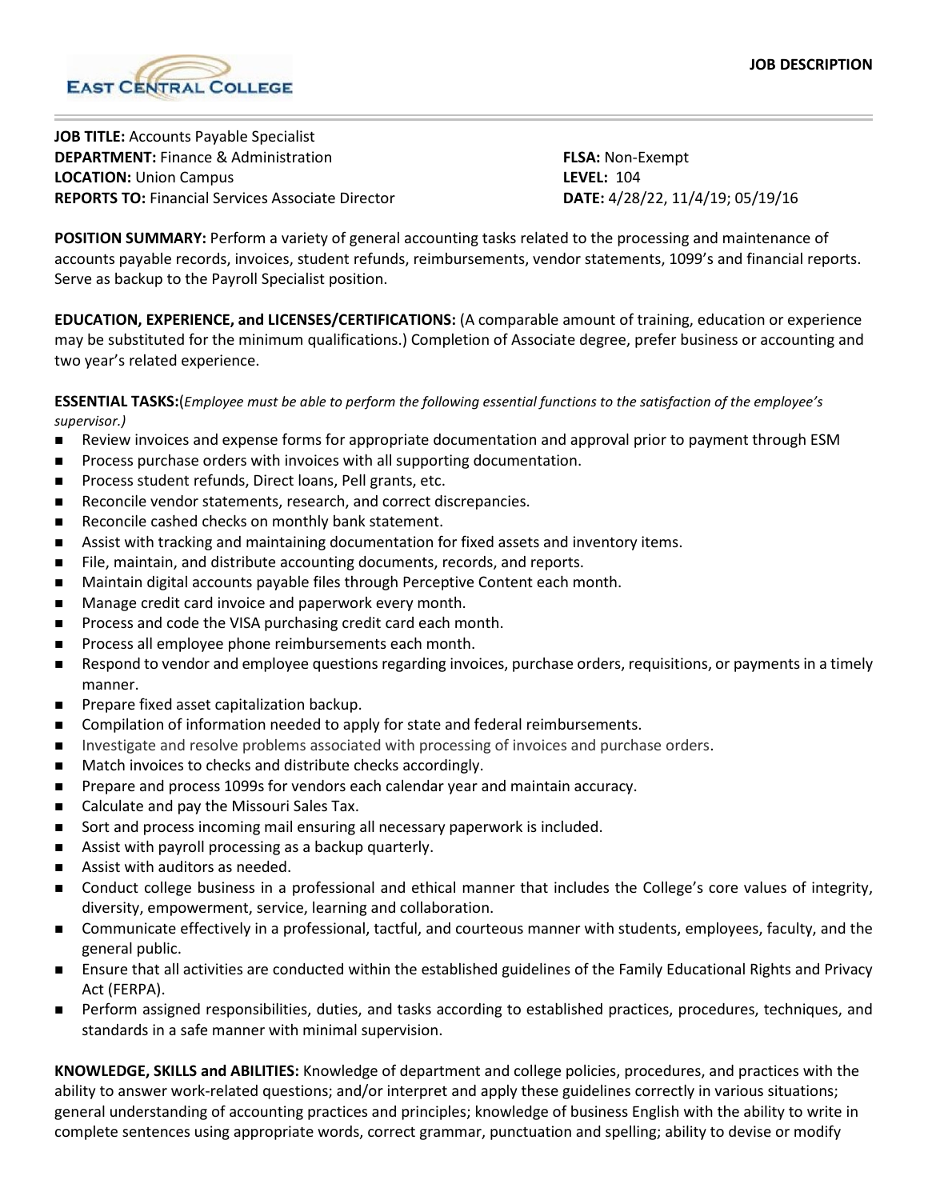EAST CENTRAL COLLEGE

**JOB DESCRIPTION**

**JOB TITLE:** Accounts Payable Specialist
**DEPARTMENT:** Finance & Administration
**LOCATION:** Union Campus
**REPORTS TO:** Financial Services Associate Director

**FLSA:** Non-Exempt
**LEVEL:** 104
**DATE:** 4/28/22, 11/4/19; 05/19/16

**POSITION SUMMARY:** Perform a variety of general accounting tasks related to the processing and maintenance of accounts payable records, invoices, student refunds, reimbursements, vendor statements, 1099's and financial reports. Serve as backup to the Payroll Specialist position.

**EDUCATION, EXPERIENCE, and LICENSES/CERTIFICATIONS:** (A comparable amount of training, education or experience may be substituted for the minimum qualifications.) Completion of Associate degree, prefer business or accounting and two year's related experience.

**ESSENTIAL TASKS:**(*Employee must be able to perform the following essential functions to the satisfaction of the employee's supervisor.)*

- Review invoices and expense forms for appropriate documentation and approval prior to payment through ESM
- Process purchase orders with invoices with all supporting documentation.
- Process student refunds, Direct loans, Pell grants, etc.
- Reconcile vendor statements, research, and correct discrepancies.
- Reconcile cashed checks on monthly bank statement.
- Assist with tracking and maintaining documentation for fixed assets and inventory items.
- File, maintain, and distribute accounting documents, records, and reports.
- Maintain digital accounts payable files through Perceptive Content each month.
- Manage credit card invoice and paperwork every month.
- Process and code the VISA purchasing credit card each month.
- Process all employee phone reimbursements each month.
- Respond to vendor and employee questions regarding invoices, purchase orders, requisitions, or payments in a timely manner.
- Prepare fixed asset capitalization backup.
- Compilation of information needed to apply for state and federal reimbursements.
- Investigate and resolve problems associated with processing of invoices and purchase orders.
- Match invoices to checks and distribute checks accordingly.
- Prepare and process 1099s for vendors each calendar year and maintain accuracy.
- Calculate and pay the Missouri Sales Tax.
- Sort and process incoming mail ensuring all necessary paperwork is included.
- Assist with payroll processing as a backup quarterly.
- Assist with auditors as needed.
- Conduct college business in a professional and ethical manner that includes the College's core values of integrity, diversity, empowerment, service, learning and collaboration.
- Communicate effectively in a professional, tactful, and courteous manner with students, employees, faculty, and the general public.
- Ensure that all activities are conducted within the established guidelines of the Family Educational Rights and Privacy Act (FERPA).
- Perform assigned responsibilities, duties, and tasks according to established practices, procedures, techniques, and standards in a safe manner with minimal supervision.

**KNOWLEDGE, SKILLS and ABILITIES:** Knowledge of department and college policies, procedures, and practices with the ability to answer work-related questions; and/or interpret and apply these guidelines correctly in various situations; general understanding of accounting practices and principles; knowledge of business English with the ability to write in complete sentences using appropriate words, correct grammar, punctuation and spelling; ability to devise or modify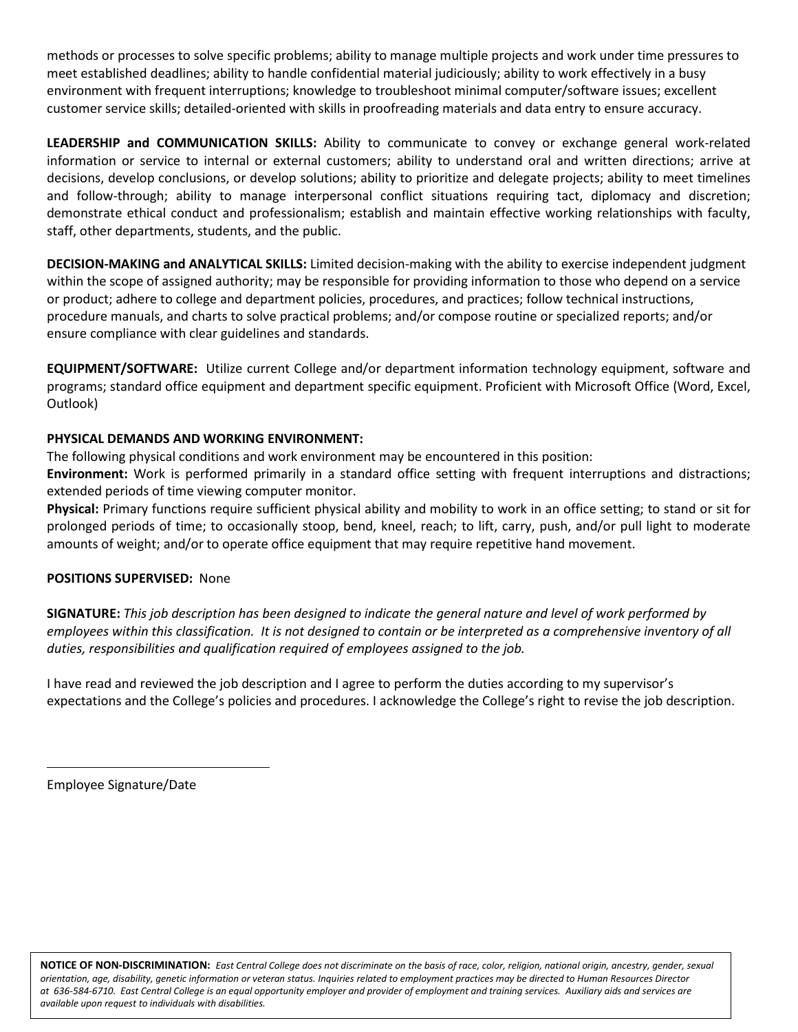methods or processes to solve specific problems; ability to manage multiple projects and work under time pressures to meet established deadlines; ability to handle confidential material judiciously; ability to work effectively in a busy environment with frequent interruptions; knowledge to troubleshoot minimal computer/software issues; excellent customer service skills; detailed-oriented with skills in proofreading materials and data entry to ensure accuracy.

**LEADERSHIP and COMMUNICATION SKILLS:** Ability to communicate to convey or exchange general work-related information or service to internal or external customers; ability to understand oral and written directions; arrive at decisions, develop conclusions, or develop solutions; ability to prioritize and delegate projects; ability to meet timelines and follow-through; ability to manage interpersonal conflict situations requiring tact, diplomacy and discretion; demonstrate ethical conduct and professionalism; establish and maintain effective working relationships with faculty, staff, other departments, students, and the public.

**DECISION-MAKING and ANALYTICAL SKILLS:** Limited decision-making with the ability to exercise independent judgment within the scope of assigned authority; may be responsible for providing information to those who depend on a service or product; adhere to college and department policies, procedures, and practices; follow technical instructions, procedure manuals, and charts to solve practical problems; and/or compose routine or specialized reports; and/or ensure compliance with clear guidelines and standards.

**EQUIPMENT/SOFTWARE:** Utilize current College and/or department information technology equipment, software and programs; standard office equipment and department specific equipment. Proficient with Microsoft Office (Word, Excel, Outlook)

**PHYSICAL DEMANDS AND WORKING ENVIRONMENT:**

The following physical conditions and work environment may be encountered in this position:

**Environment:** Work is performed primarily in a standard office setting with frequent interruptions and distractions; extended periods of time viewing computer monitor.

**Physical:** Primary functions require sufficient physical ability and mobility to work in an office setting; to stand or sit for prolonged periods of time; to occasionally stoop, bend, kneel, reach; to lift, carry, push, and/or pull light to moderate amounts of weight; and/or to operate office equipment that may require repetitive hand movement.

**POSITIONS SUPERVISED:** None

**SIGNATURE:** *This job description has been designed to indicate the general nature and level of work performed by employees within this classification. It is not designed to contain or be interpreted as a comprehensive inventory of all duties, responsibilities and qualification required of employees assigned to the job.*

I have read and reviewed the job description and I agree to perform the duties according to my supervisor's expectations and the College's policies and procedures. I acknowledge the College's right to revise the job description.

\_\_\_\_\_\_\_\_\_\_\_\_\_\_\_\_\_\_\_\_\_\_\_\_\_\_\_\_\_\_\_\_\_\_\_\_

Employee Signature/Date

**NOTICE OF NON-DISCRIMINATION:** *East Central College does not discriminate on the basis of race, color, religion, national origin, ancestry, gender, sexual orientation, age, disability, genetic information or veteran status. Inquiries related to employment practices may be directed to Human Resources Director at 636-584-6710. East Central College is an equal opportunity employer and provider of employment and training services. Auxiliary aids and services are available upon request to individuals with disabilities.*